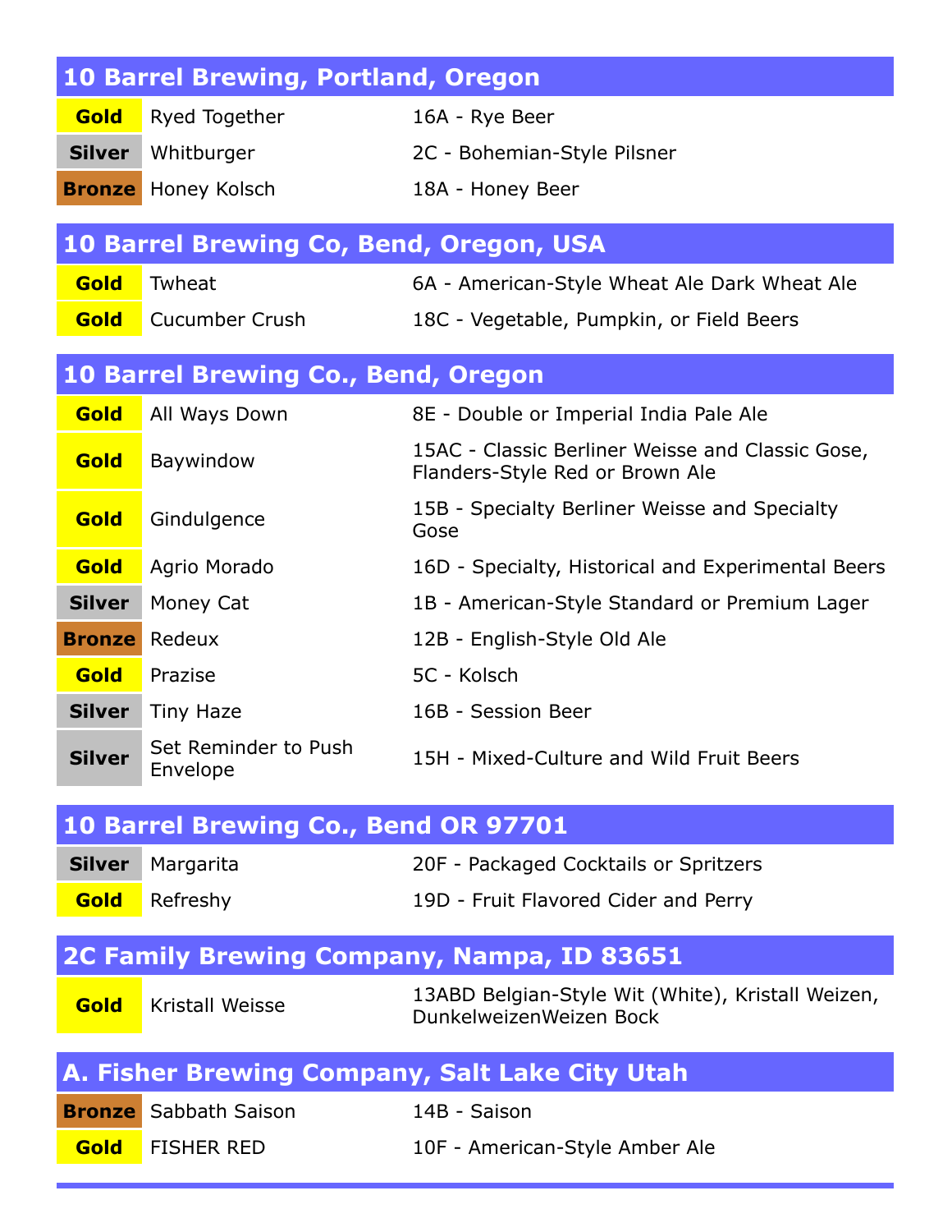## 10 Barrel Brewing, Portland, Oregon

| Medal | Beer | Category |
|---|---|---|
| Gold | Ryed Together | 16A - Rye Beer |
| Silver | Whitburger | 2C - Bohemian-Style Pilsner |
| Bronze | Honey Kolsch | 18A - Honey Beer |

## 10 Barrel Brewing Co, Bend, Oregon, USA

| Medal | Beer | Category |
|---|---|---|
| Gold | Twheat | 6A - American-Style Wheat Ale Dark Wheat Ale |
| Gold | Cucumber Crush | 18C - Vegetable, Pumpkin, or Field Beers |

## 10 Barrel Brewing Co., Bend, Oregon

| Medal | Beer | Category |
|---|---|---|
| Gold | All Ways Down | 8E - Double or Imperial India Pale Ale |
| Gold | Baywindow | 15AC - Classic Berliner Weisse and Classic Gose, Flanders-Style Red or Brown Ale |
| Gold | Gindulgence | 15B - Specialty Berliner Weisse and Specialty Gose |
| Gold | Agrio Morado | 16D - Specialty, Historical and Experimental Beers |
| Silver | Money Cat | 1B - American-Style Standard or Premium Lager |
| Bronze | Redeux | 12B - English-Style Old Ale |
| Gold | Prazise | 5C - Kolsch |
| Silver | Tiny Haze | 16B - Session Beer |
| Silver | Set Reminder to Push Envelope | 15H - Mixed-Culture and Wild Fruit Beers |

## 10 Barrel Brewing Co., Bend OR 97701

| Medal | Beer | Category |
|---|---|---|
| Silver | Margarita | 20F - Packaged Cocktails or Spritzers |
| Gold | Refreshy | 19D - Fruit Flavored Cider and Perry |

## 2C Family Brewing Company, Nampa, ID 83651

| Medal | Beer | Category |
|---|---|---|
| Gold | Kristall Weisse | 13ABD Belgian-Style Wit (White), Kristall Weizen, DunkelweizenWeizen Bock |

## A. Fisher Brewing Company, Salt Lake City Utah

| Medal | Beer | Category |
|---|---|---|
| Bronze | Sabbath Saison | 14B - Saison |
| Gold | FISHER RED | 10F - American-Style Amber Ale |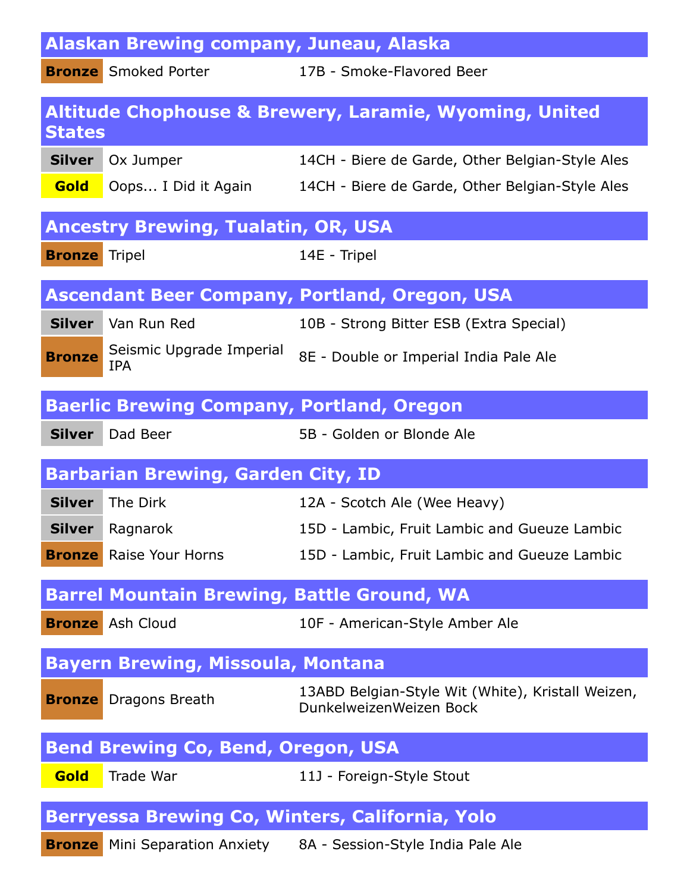## Alaskan Brewing company, Juneau, Alaska

| | | |
|---|---|---|
| **Bronze** | Smoked Porter | 17B - Smoke-Flavored Beer |

## Altitude Chophouse & Brewery, Laramie, Wyoming, United States

| | | |
|---|---|---|
| **Silver** | Ox Jumper | 14CH - Biere de Garde, Other Belgian-Style Ales |
| **Gold** | Oops... I Did it Again | 14CH - Biere de Garde, Other Belgian-Style Ales |

## Ancestry Brewing, Tualatin, OR, USA

| | | |
|---|---|---|
| **Bronze** | Tripel | 14E - Tripel |

## Ascendant Beer Company, Portland, Oregon, USA

| | | |
|---|---|---|
| **Silver** | Van Run Red | 10B - Strong Bitter ESB (Extra Special) |
| **Bronze** | Seismic Upgrade Imperial IPA | 8E - Double or Imperial India Pale Ale |

## Baerlic Brewing Company, Portland, Oregon

| | | |
|---|---|---|
| **Silver** | Dad Beer | 5B - Golden or Blonde Ale |

## Barbarian Brewing, Garden City, ID

| | | |
|---|---|---|
| **Silver** | The Dirk | 12A - Scotch Ale (Wee Heavy) |
| **Silver** | Ragnarok | 15D - Lambic, Fruit Lambic and Gueuze Lambic |
| **Bronze** | Raise Your Horns | 15D - Lambic, Fruit Lambic and Gueuze Lambic |

## Barrel Mountain Brewing, Battle Ground, WA

| | | |
|---|---|---|
| **Bronze** | Ash Cloud | 10F - American-Style Amber Ale |

## Bayern Brewing, Missoula, Montana

| | | |
|---|---|---|
| **Bronze** | Dragons Breath | 13ABD Belgian-Style Wit (White), Kristall Weizen, DunkelweizenWeizen Bock |

## Bend Brewing Co, Bend, Oregon, USA

| | | |
|---|---|---|
| **Gold** | Trade War | 11J - Foreign-Style Stout |

## Berryessa Brewing Co, Winters, California, Yolo

| | | |
|---|---|---|
| **Bronze** | Mini Separation Anxiety | 8A - Session-Style India Pale Ale |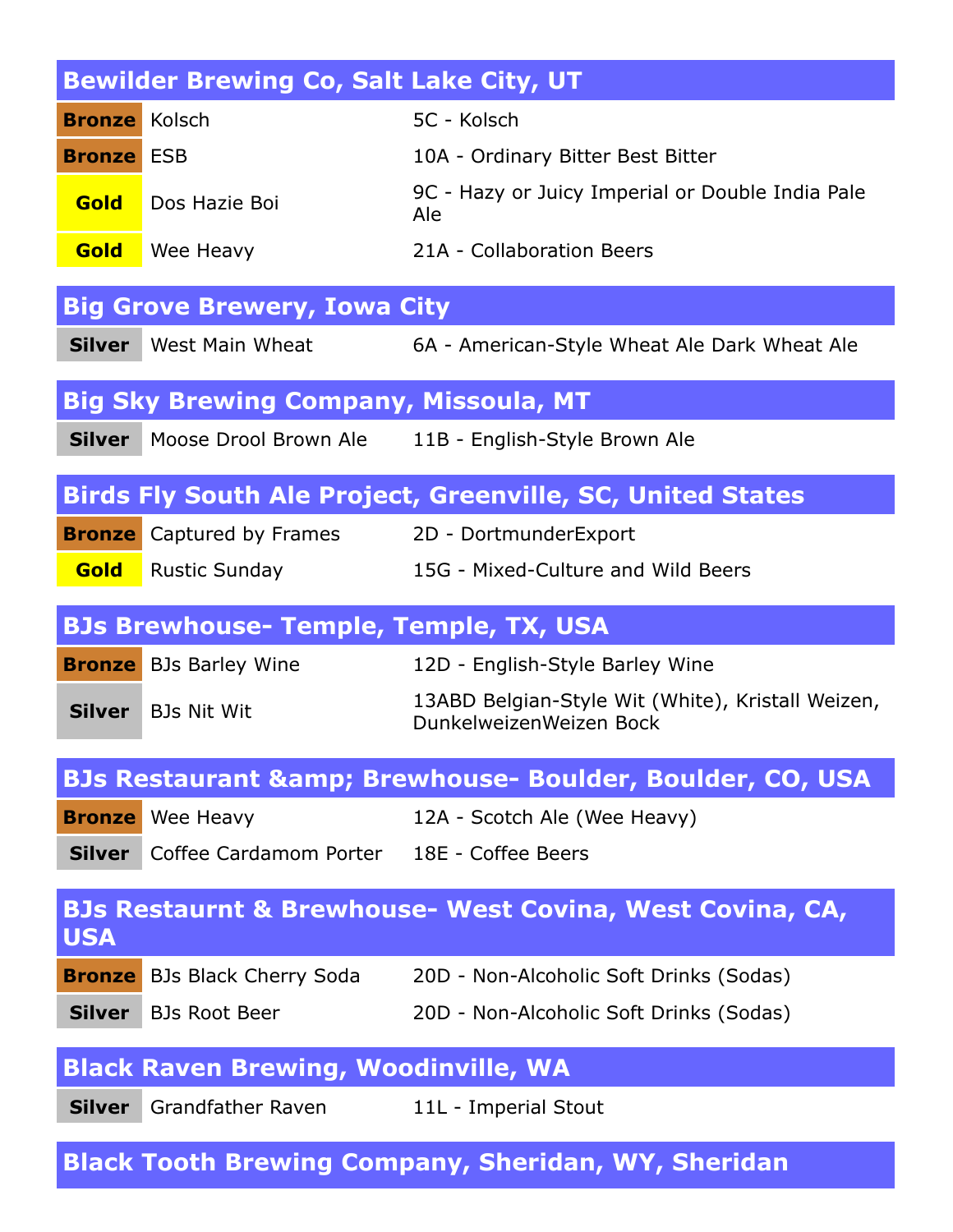## Bewilder Brewing Co, Salt Lake City, UT

| | | |
|---|---|---|
| Bronze | Kolsch | 5C - Kolsch |
| Bronze | ESB | 10A - Ordinary Bitter Best Bitter |
| Gold | Dos Hazie Boi | 9C - Hazy or Juicy Imperial or Double India Pale Ale |
| Gold | Wee Heavy | 21A - Collaboration Beers |

## Big Grove Brewery, Iowa City

| | | |
|---|---|---|
| Silver | West Main Wheat | 6A - American-Style Wheat Ale Dark Wheat Ale |

## Big Sky Brewing Company, Missoula, MT

| | | |
|---|---|---|
| Silver | Moose Drool Brown Ale | 11B - English-Style Brown Ale |

## Birds Fly South Ale Project, Greenville, SC, United States

| | | |
|---|---|---|
| Bronze | Captured by Frames | 2D - DortmunderExport |
| Gold | Rustic Sunday | 15G - Mixed-Culture and Wild Beers |

## BJs Brewhouse- Temple, Temple, TX, USA

| | | |
|---|---|---|
| Bronze | BJs Barley Wine | 12D - English-Style Barley Wine |
| Silver | BJs Nit Wit | 13ABD Belgian-Style Wit (White), Kristall Weizen, DunkelweizenWeizen Bock |

## BJs Restaurant &amp; Brewhouse- Boulder, Boulder, CO, USA

| | | |
|---|---|---|
| Bronze | Wee Heavy | 12A - Scotch Ale (Wee Heavy) |
| Silver | Coffee Cardamom Porter | 18E - Coffee Beers |

## BJs Restaurnt & Brewhouse- West Covina, West Covina, CA, USA

| | | |
|---|---|---|
| Bronze | BJs Black Cherry Soda | 20D - Non-Alcoholic Soft Drinks (Sodas) |
| Silver | BJs Root Beer | 20D - Non-Alcoholic Soft Drinks (Sodas) |

## Black Raven Brewing, Woodinville, WA

| | | |
|---|---|---|
| Silver | Grandfather Raven | 11L - Imperial Stout |

## Black Tooth Brewing Company, Sheridan, WY, Sheridan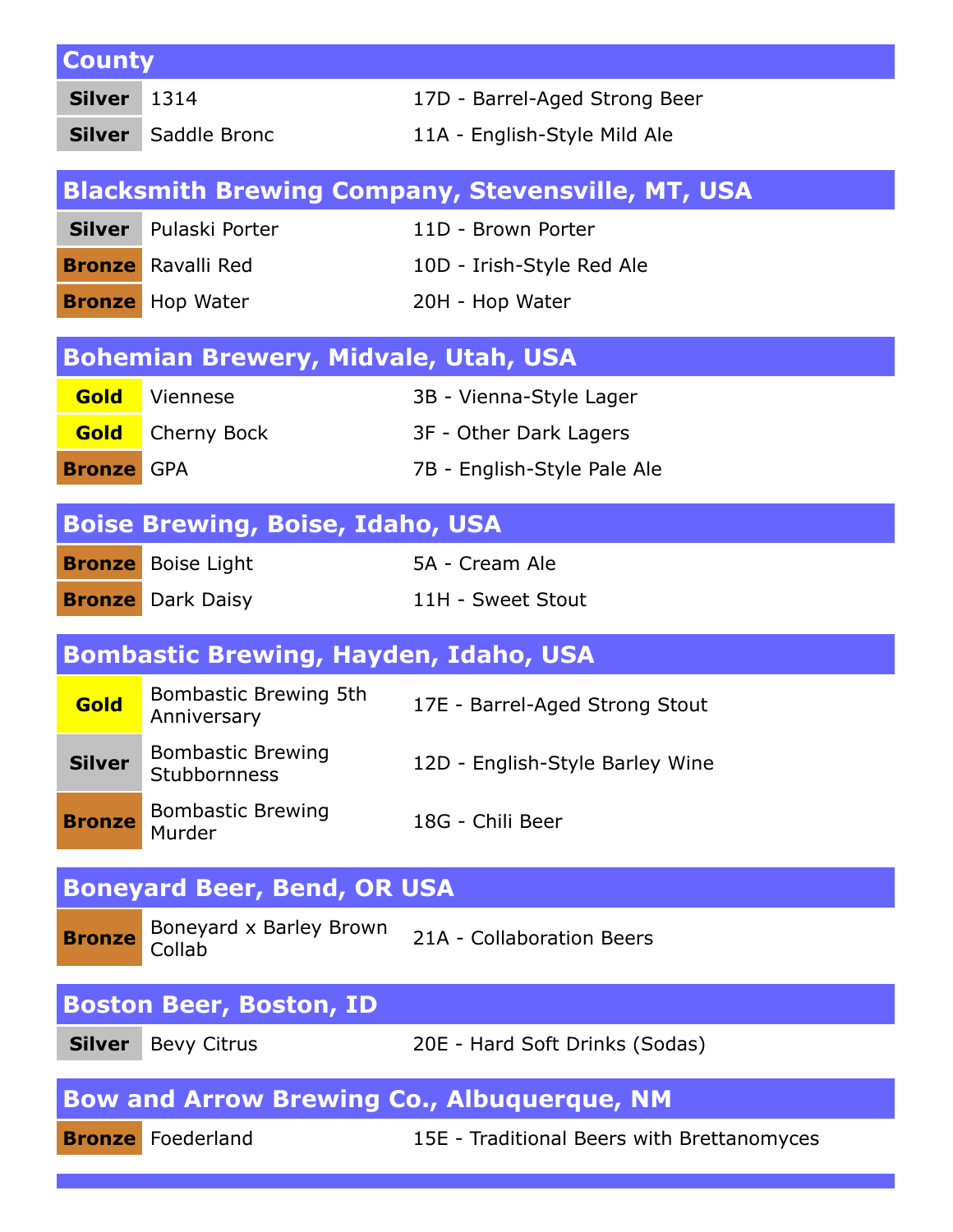## County

| Medal | Beer | Category |
|---|---|---|
| Silver | 1314 | 17D - Barrel-Aged Strong Beer |
| Silver | Saddle Bronc | 11A - English-Style Mild Ale |

## Blacksmith Brewing Company, Stevensville, MT, USA

| Medal | Beer | Category |
|---|---|---|
| Silver | Pulaski Porter | 11D - Brown Porter |
| Bronze | Ravalli Red | 10D - Irish-Style Red Ale |
| Bronze | Hop Water | 20H - Hop Water |

## Bohemian Brewery, Midvale, Utah, USA

| Medal | Beer | Category |
|---|---|---|
| Gold | Viennese | 3B - Vienna-Style Lager |
| Gold | Cherny Bock | 3F - Other Dark Lagers |
| Bronze | GPA | 7B - English-Style Pale Ale |

## Boise Brewing, Boise, Idaho, USA

| Medal | Beer | Category |
|---|---|---|
| Bronze | Boise Light | 5A - Cream Ale |
| Bronze | Dark Daisy | 11H - Sweet Stout |

## Bombastic Brewing, Hayden, Idaho, USA

| Medal | Beer | Category |
|---|---|---|
| Gold | Bombastic Brewing 5th Anniversary | 17E - Barrel-Aged Strong Stout |
| Silver | Bombastic Brewing Stubbornness | 12D - English-Style Barley Wine |
| Bronze | Bombastic Brewing Murder | 18G - Chili Beer |

## Boneyard Beer, Bend, OR USA

| Medal | Beer | Category |
|---|---|---|
| Bronze | Boneyard x Barley Brown Collab | 21A - Collaboration Beers |

## Boston Beer, Boston, ID

| Medal | Beer | Category |
|---|---|---|
| Silver | Bevy Citrus | 20E - Hard Soft Drinks (Sodas) |

## Bow and Arrow Brewing Co., Albuquerque, NM

| Medal | Beer | Category |
|---|---|---|
| Bronze | Foederland | 15E - Traditional Beers with Brettanomyces |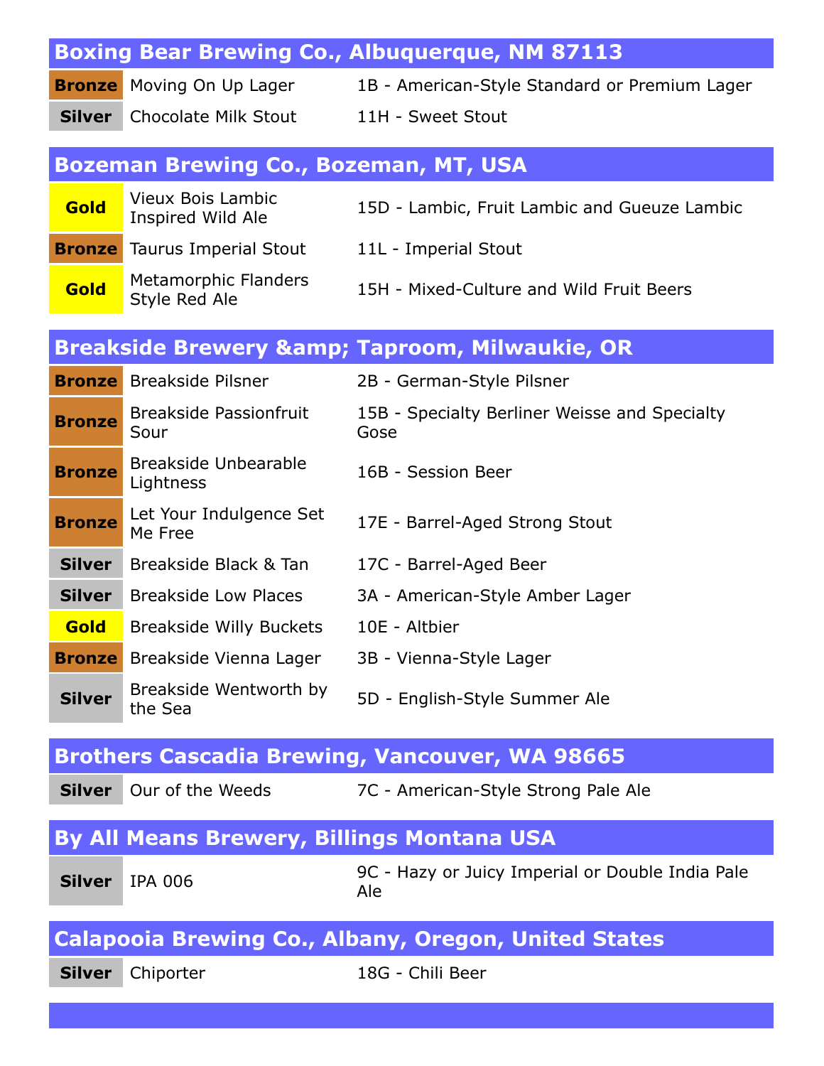## Boxing Bear Brewing Co., Albuquerque, NM 87113

| | | |
|---|---|---|
| **Bronze** | Moving On Up Lager | 1B - American-Style Standard or Premium Lager |
| **Silver** | Chocolate Milk Stout | 11H - Sweet Stout |

## Bozeman Brewing Co., Bozeman, MT, USA

| | | |
|---|---|---|
| **Gold** | Vieux Bois Lambic Inspired Wild Ale | 15D - Lambic, Fruit Lambic and Gueuze Lambic |
| **Bronze** | Taurus Imperial Stout | 11L - Imperial Stout |
| **Gold** | Metamorphic Flanders Style Red Ale | 15H - Mixed-Culture and Wild Fruit Beers |

## Breakside Brewery &amp; Taproom, Milwaukie, OR

| | | |
|---|---|---|
| **Bronze** | Breakside Pilsner | 2B - German-Style Pilsner |
| **Bronze** | Breakside Passionfruit Sour | 15B - Specialty Berliner Weisse and Specialty Gose |
| **Bronze** | Breakside Unbearable Lightness | 16B - Session Beer |
| **Bronze** | Let Your Indulgence Set Me Free | 17E - Barrel-Aged Strong Stout |
| **Silver** | Breakside Black & Tan | 17C - Barrel-Aged Beer |
| **Silver** | Breakside Low Places | 3A - American-Style Amber Lager |
| **Gold** | Breakside Willy Buckets | 10E - Altbier |
| **Bronze** | Breakside Vienna Lager | 3B - Vienna-Style Lager |
| **Silver** | Breakside Wentworth by the Sea | 5D - English-Style Summer Ale |

## Brothers Cascadia Brewing, Vancouver, WA 98665

| | | |
|---|---|---|
| **Silver** | Our of the Weeds | 7C - American-Style Strong Pale Ale |

## By All Means Brewery, Billings Montana USA

| | | |
|---|---|---|
| **Silver** | IPA 006 | 9C - Hazy or Juicy Imperial or Double India Pale Ale |

## Calapooia Brewing Co., Albany, Oregon, United States

| | | |
|---|---|---|
| **Silver** | Chiporter | 18G - Chili Beer |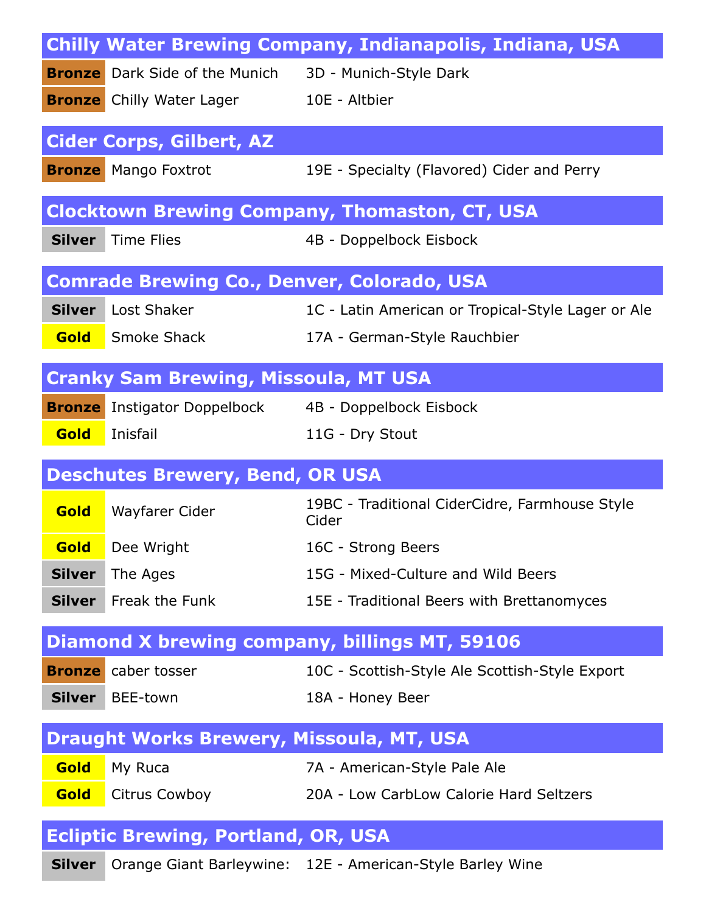## Chilly Water Brewing Company, Indianapolis, Indiana, USA

| Medal | Entry | Category |
|---|---|---|
| Bronze | Dark Side of the Munich | 3D - Munich-Style Dark |
| Bronze | Chilly Water Lager | 10E - Altbier |

## Cider Corps, Gilbert, AZ

| Medal | Entry | Category |
|---|---|---|
| Bronze | Mango Foxtrot | 19E - Specialty (Flavored) Cider and Perry |

## Clocktown Brewing Company, Thomaston, CT, USA

| Medal | Entry | Category |
|---|---|---|
| Silver | Time Flies | 4B - Doppelbock Eisbock |

## Comrade Brewing Co., Denver, Colorado, USA

| Medal | Entry | Category |
|---|---|---|
| Silver | Lost Shaker | 1C - Latin American or Tropical-Style Lager or Ale |
| Gold | Smoke Shack | 17A - German-Style Rauchbier |

## Cranky Sam Brewing, Missoula, MT USA

| Medal | Entry | Category |
|---|---|---|
| Bronze | Instigator Doppelbock | 4B - Doppelbock Eisbock |
| Gold | Inisfail | 11G - Dry Stout |

## Deschutes Brewery, Bend, OR USA

| Medal | Entry | Category |
|---|---|---|
| Gold | Wayfarer Cider | 19BC - Traditional CiderCidre, Farmhouse Style Cider |
| Gold | Dee Wright | 16C - Strong Beers |
| Silver | The Ages | 15G - Mixed-Culture and Wild Beers |
| Silver | Freak the Funk | 15E - Traditional Beers with Brettanomyces |

## Diamond X brewing company, billings MT, 59106

| Medal | Entry | Category |
|---|---|---|
| Bronze | caber tosser | 10C - Scottish-Style Ale Scottish-Style Export |
| Silver | BEE-town | 18A - Honey Beer |

## Draught Works Brewery, Missoula, MT, USA

| Medal | Entry | Category |
|---|---|---|
| Gold | My Ruca | 7A - American-Style Pale Ale |
| Gold | Citrus Cowboy | 20A - Low CarbLow Calorie Hard Seltzers |

## Ecliptic Brewing, Portland, OR, USA

| Medal | Entry | Category |
|---|---|---|
| Silver | Orange Giant Barleywine: | 12E - American-Style Barley Wine |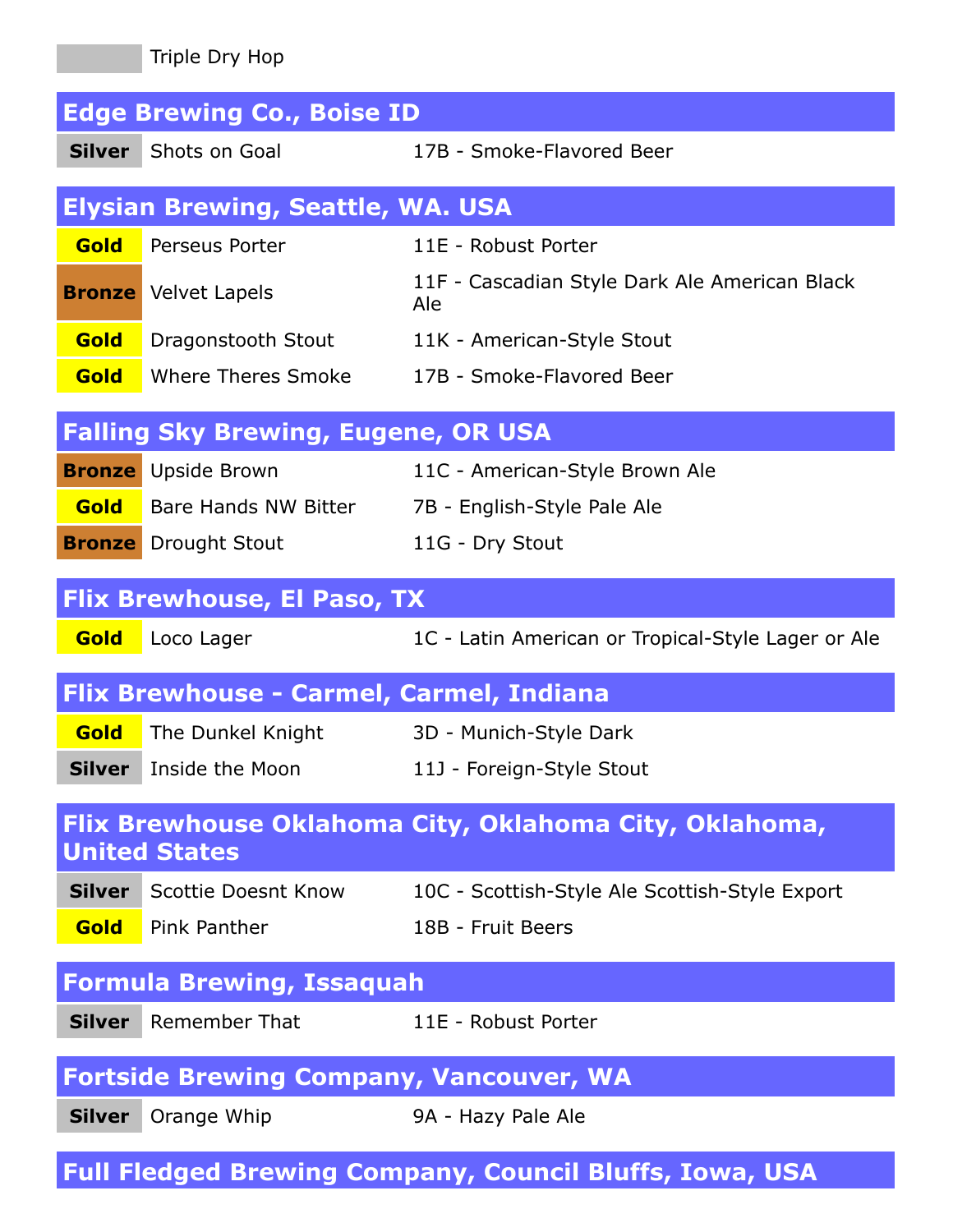| | Triple Dry Hop | |
|---|---|---|

## Edge Brewing Co., Boise ID

| | | |
|---|---|---|
| **Silver** | Shots on Goal | 17B - Smoke-Flavored Beer |

## Elysian Brewing, Seattle, WA. USA

| | | |
|---|---|---|
| **Gold** | Perseus Porter | 11E - Robust Porter |
| **Bronze** | Velvet Lapels | 11F - Cascadian Style Dark Ale American Black Ale |
| **Gold** | Dragonstooth Stout | 11K - American-Style Stout |
| **Gold** | Where Theres Smoke | 17B - Smoke-Flavored Beer |

## Falling Sky Brewing, Eugene, OR USA

| | | |
|---|---|---|
| **Bronze** | Upside Brown | 11C - American-Style Brown Ale |
| **Gold** | Bare Hands NW Bitter | 7B - English-Style Pale Ale |
| **Bronze** | Drought Stout | 11G - Dry Stout |

## Flix Brewhouse, El Paso, TX

| | | |
|---|---|---|
| **Gold** | Loco Lager | 1C - Latin American or Tropical-Style Lager or Ale |

## Flix Brewhouse - Carmel, Carmel, Indiana

| | | |
|---|---|---|
| **Gold** | The Dunkel Knight | 3D - Munich-Style Dark |
| **Silver** | Inside the Moon | 11J - Foreign-Style Stout |

## Flix Brewhouse Oklahoma City, Oklahoma City, Oklahoma, United States

| | | |
|---|---|---|
| **Silver** | Scottie Doesnt Know | 10C - Scottish-Style Ale Scottish-Style Export |
| **Gold** | Pink Panther | 18B - Fruit Beers |

## Formula Brewing, Issaquah

| | | |
|---|---|---|
| **Silver** | Remember That | 11E - Robust Porter |

## Fortside Brewing Company, Vancouver, WA

| | | |
|---|---|---|
| **Silver** | Orange Whip | 9A - Hazy Pale Ale |

## Full Fledged Brewing Company, Council Bluffs, Iowa, USA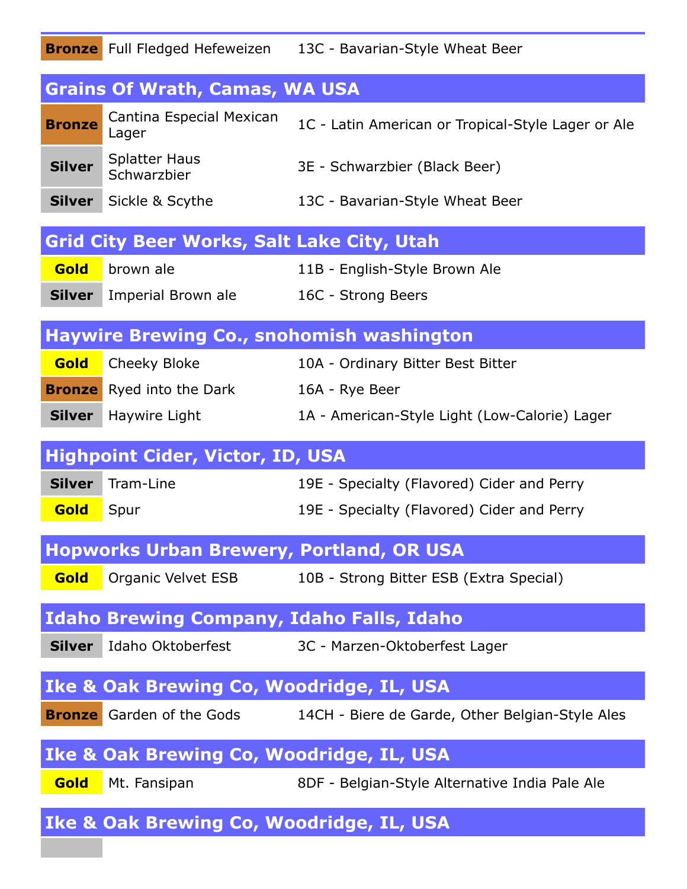| Bronze | Full Fledged Hefeweizen | 13C - Bavarian-Style Wheat Beer |
|---|---|---|

## Grains Of Wrath, Camas, WA USA

| Bronze | Cantina Especial Mexican Lager | 1C - Latin American or Tropical-Style Lager or Ale |
|---|---|---|
| Silver | Splatter Haus Schwarzbier | 3E - Schwarzbier (Black Beer) |
| Silver | Sickle & Scythe | 13C - Bavarian-Style Wheat Beer |

## Grid City Beer Works, Salt Lake City, Utah

| Gold | brown ale | 11B - English-Style Brown Ale |
|---|---|---|
| Silver | Imperial Brown ale | 16C - Strong Beers |

## Haywire Brewing Co., snohomish washington

| Gold | Cheeky Bloke | 10A - Ordinary Bitter Best Bitter |
|---|---|---|
| Bronze | Ryed into the Dark | 16A - Rye Beer |
| Silver | Haywire Light | 1A - American-Style Light (Low-Calorie) Lager |

## Highpoint Cider, Victor, ID, USA

| Silver | Tram-Line | 19E - Specialty (Flavored) Cider and Perry |
|---|---|---|
| Gold | Spur | 19E - Specialty (Flavored) Cider and Perry |

## Hopworks Urban Brewery, Portland, OR USA

| Gold | Organic Velvet ESB | 10B - Strong Bitter ESB (Extra Special) |
|---|---|---|

## Idaho Brewing Company, Idaho Falls, Idaho

| Silver | Idaho Oktoberfest | 3C - Marzen-Oktoberfest Lager |
|---|---|---|

## Ike & Oak Brewing Co, Woodridge, IL, USA

| Bronze | Garden of the Gods | 14CH - Biere de Garde, Other Belgian-Style Ales |
|---|---|---|

## Ike & Oak Brewing Co, Woodridge, IL, USA

| Gold | Mt. Fansipan | 8DF - Belgian-Style Alternative India Pale Ale |
|---|---|---|

## Ike & Oak Brewing Co, Woodridge, IL, USA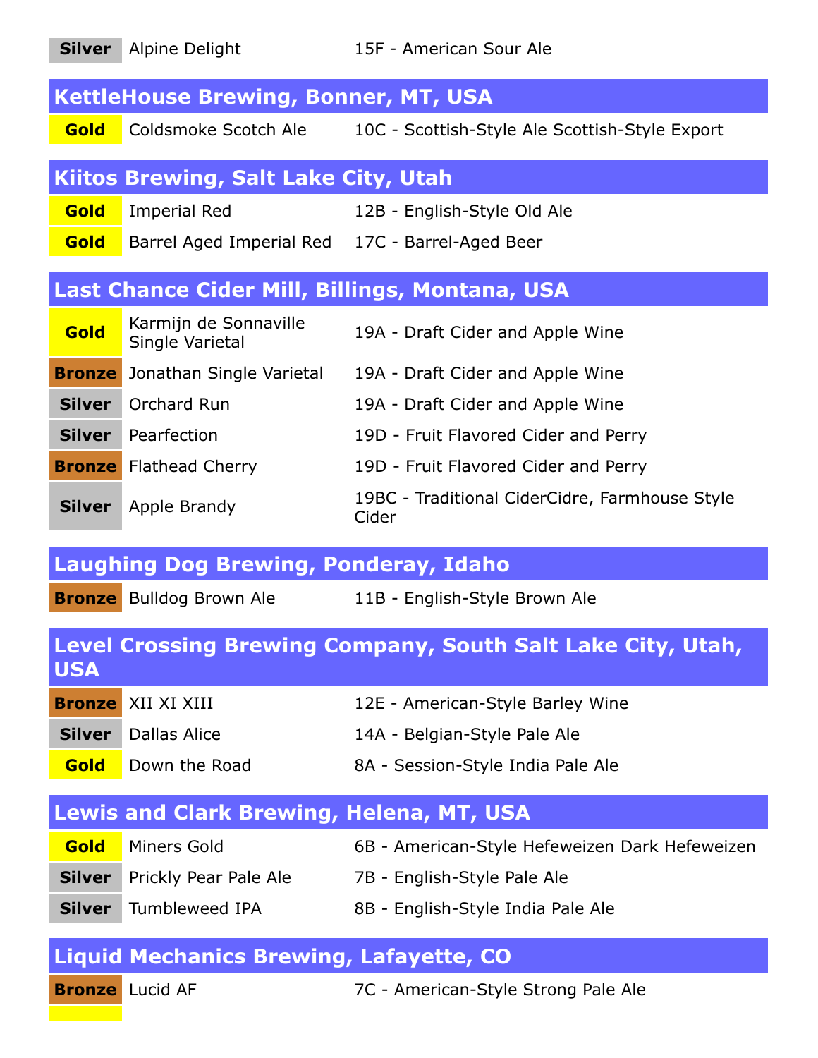| Medal | Entry | Category |
|---|---|---|
| Silver | Alpine Delight | 15F - American Sour Ale |

## KettleHouse Brewing, Bonner, MT, USA

| Medal | Entry | Category |
|---|---|---|
| Gold | Coldsmoke Scotch Ale | 10C - Scottish-Style Ale Scottish-Style Export |

## Kiitos Brewing, Salt Lake City, Utah

| Medal | Entry | Category |
|---|---|---|
| Gold | Imperial Red | 12B - English-Style Old Ale |
| Gold | Barrel Aged Imperial Red | 17C - Barrel-Aged Beer |

## Last Chance Cider Mill, Billings, Montana, USA

| Medal | Entry | Category |
|---|---|---|
| Gold | Karmijn de Sonnaville Single Varietal | 19A - Draft Cider and Apple Wine |
| Bronze | Jonathan Single Varietal | 19A - Draft Cider and Apple Wine |
| Silver | Orchard Run | 19A - Draft Cider and Apple Wine |
| Silver | Pearfection | 19D - Fruit Flavored Cider and Perry |
| Bronze | Flathead Cherry | 19D - Fruit Flavored Cider and Perry |
| Silver | Apple Brandy | 19BC - Traditional CiderCidre, Farmhouse Style Cider |

## Laughing Dog Brewing, Ponderay, Idaho

| Medal | Entry | Category |
|---|---|---|
| Bronze | Bulldog Brown Ale | 11B - English-Style Brown Ale |

## Level Crossing Brewing Company, South Salt Lake City, Utah, USA

| Medal | Entry | Category |
|---|---|---|
| Bronze | XII XI XIII | 12E - American-Style Barley Wine |
| Silver | Dallas Alice | 14A - Belgian-Style Pale Ale |
| Gold | Down the Road | 8A - Session-Style India Pale Ale |

## Lewis and Clark Brewing, Helena, MT, USA

| Medal | Entry | Category |
|---|---|---|
| Gold | Miners Gold | 6B - American-Style Hefeweizen Dark Hefeweizen |
| Silver | Prickly Pear Pale Ale | 7B - English-Style Pale Ale |
| Silver | Tumbleweed IPA | 8B - English-Style India Pale Ale |

## Liquid Mechanics Brewing, Lafayette, CO

| Medal | Entry | Category |
|---|---|---|
| Bronze | Lucid AF | 7C - American-Style Strong Pale Ale |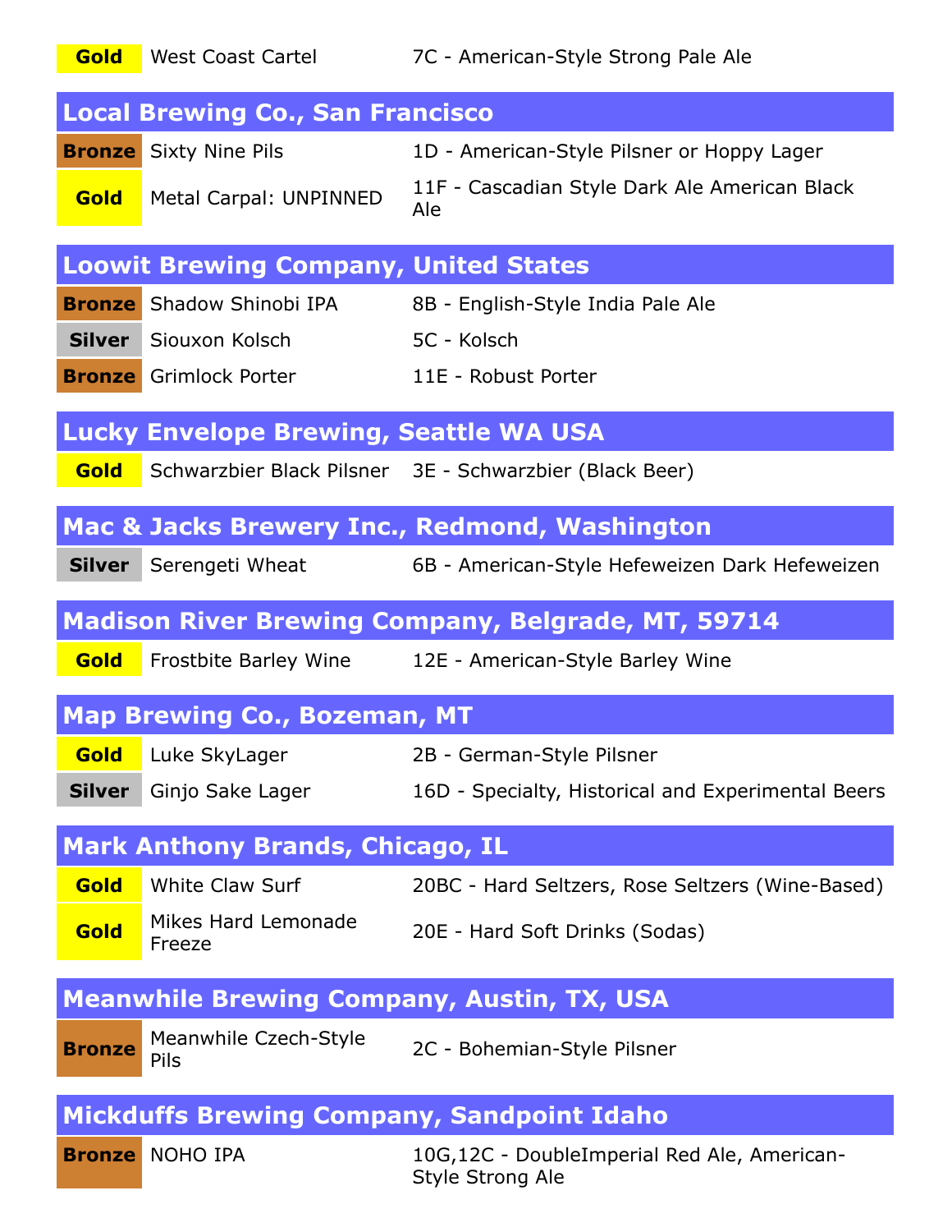| Gold | West Coast Cartel | 7C - American-Style Strong Pale Ale |
|---|---|---|

## Local Brewing Co., San Francisco

| Bronze | Sixty Nine Pils | 1D - American-Style Pilsner or Hoppy Lager |
|---|---|---|
| Gold | Metal Carpal: UNPINNED | 11F - Cascadian Style Dark Ale American Black Ale |

## Loowit Brewing Company, United States

| Bronze | Shadow Shinobi IPA | 8B - English-Style India Pale Ale |
|---|---|---|
| Silver | Siouxon Kolsch | 5C - Kolsch |
| Bronze | Grimlock Porter | 11E - Robust Porter |

## Lucky Envelope Brewing, Seattle WA USA

| Gold | Schwarzbier Black Pilsner | 3E - Schwarzbier (Black Beer) |
|---|---|---|

## Mac & Jacks Brewery Inc., Redmond, Washington

| Silver | Serengeti Wheat | 6B - American-Style Hefeweizen Dark Hefeweizen |
|---|---|---|

## Madison River Brewing Company, Belgrade, MT, 59714

| Gold | Frostbite Barley Wine | 12E - American-Style Barley Wine |
|---|---|---|

## Map Brewing Co., Bozeman, MT

| Gold | Luke SkyLager | 2B - German-Style Pilsner |
|---|---|---|
| Silver | Ginjo Sake Lager | 16D - Specialty, Historical and Experimental Beers |

## Mark Anthony Brands, Chicago, IL

| Gold | White Claw Surf | 20BC - Hard Seltzers, Rose Seltzers (Wine-Based) |
|---|---|---|
| Gold | Mikes Hard Lemonade Freeze | 20E - Hard Soft Drinks (Sodas) |

## Meanwhile Brewing Company, Austin, TX, USA

| Bronze | Meanwhile Czech-Style Pils | 2C - Bohemian-Style Pilsner |
|---|---|---|

## Mickduffs Brewing Company, Sandpoint Idaho

| Bronze | NOHO IPA | 10G,12C - DoubleImperial Red Ale, American-Style Strong Ale |
|---|---|---|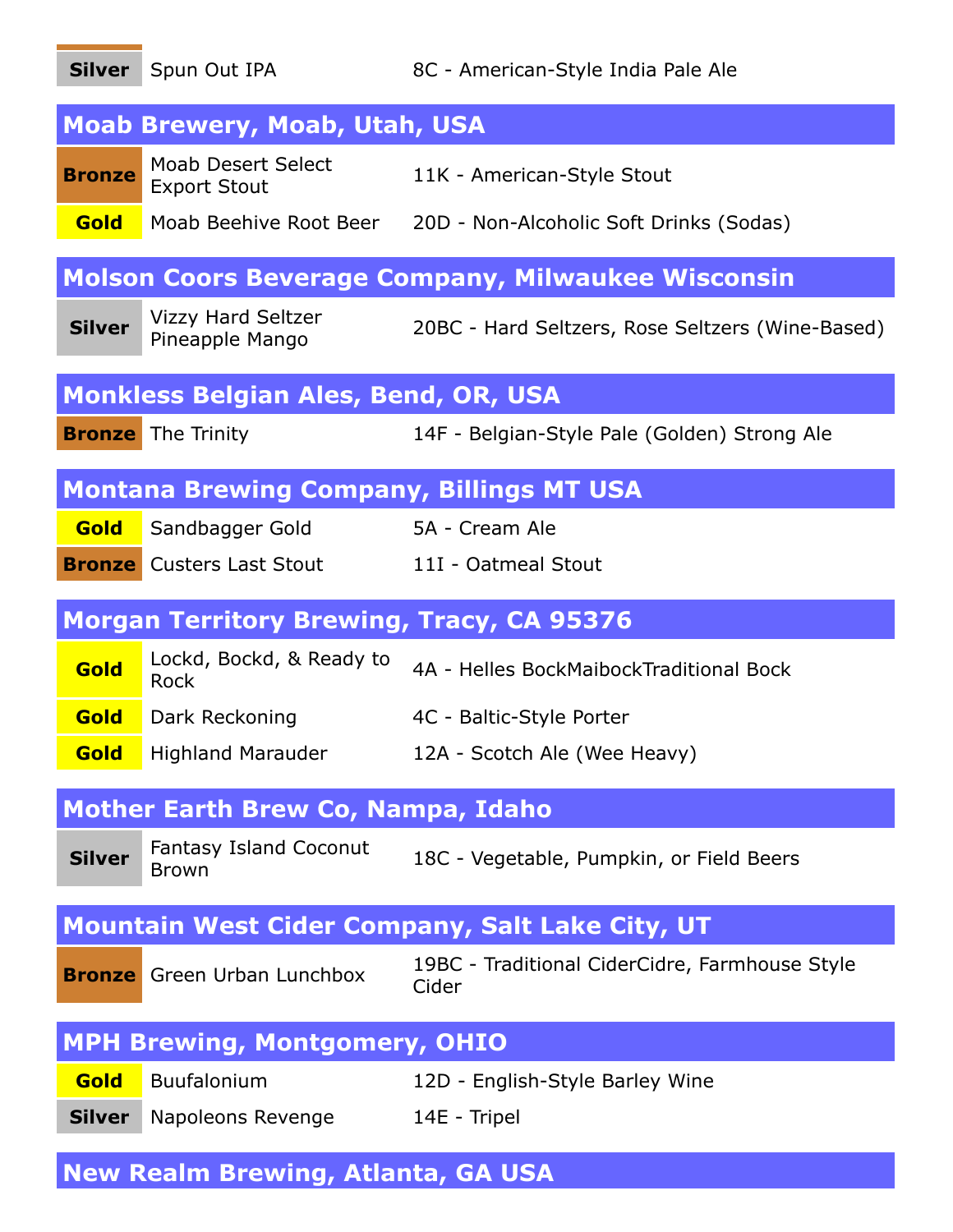| Silver | Spun Out IPA | 8C - American-Style India Pale Ale |
|---|---|---|

## Moab Brewery, Moab, Utah, USA

| Bronze | Moab Desert Select Export Stout | 11K - American-Style Stout |
|---|---|---|
| Gold | Moab Beehive Root Beer | 20D - Non-Alcoholic Soft Drinks (Sodas) |

## Molson Coors Beverage Company, Milwaukee Wisconsin

| Silver | Vizzy Hard Seltzer Pineapple Mango | 20BC - Hard Seltzers, Rose Seltzers (Wine-Based) |
|---|---|---|

## Monkless Belgian Ales, Bend, OR, USA

| Bronze | The Trinity | 14F - Belgian-Style Pale (Golden) Strong Ale |
|---|---|---|

## Montana Brewing Company, Billings MT USA

| Gold | Sandbagger Gold | 5A - Cream Ale |
|---|---|---|
| Bronze | Custers Last Stout | 11I - Oatmeal Stout |

## Morgan Territory Brewing, Tracy, CA 95376

| Gold | Lockd, Bockd, & Ready to Rock | 4A - Helles BockMaibockTraditional Bock |
|---|---|---|
| Gold | Dark Reckoning | 4C - Baltic-Style Porter |
| Gold | Highland Marauder | 12A - Scotch Ale (Wee Heavy) |

## Mother Earth Brew Co, Nampa, Idaho

| Silver | Fantasy Island Coconut Brown | 18C - Vegetable, Pumpkin, or Field Beers |
|---|---|---|

## Mountain West Cider Company, Salt Lake City, UT

| Bronze | Green Urban Lunchbox | 19BC - Traditional CiderCidre, Farmhouse Style Cider |
|---|---|---|

## MPH Brewing, Montgomery, OHIO

| Gold | Buufalonium | 12D - English-Style Barley Wine |
|---|---|---|
| Silver | Napoleons Revenge | 14E - Tripel |

## New Realm Brewing, Atlanta, GA USA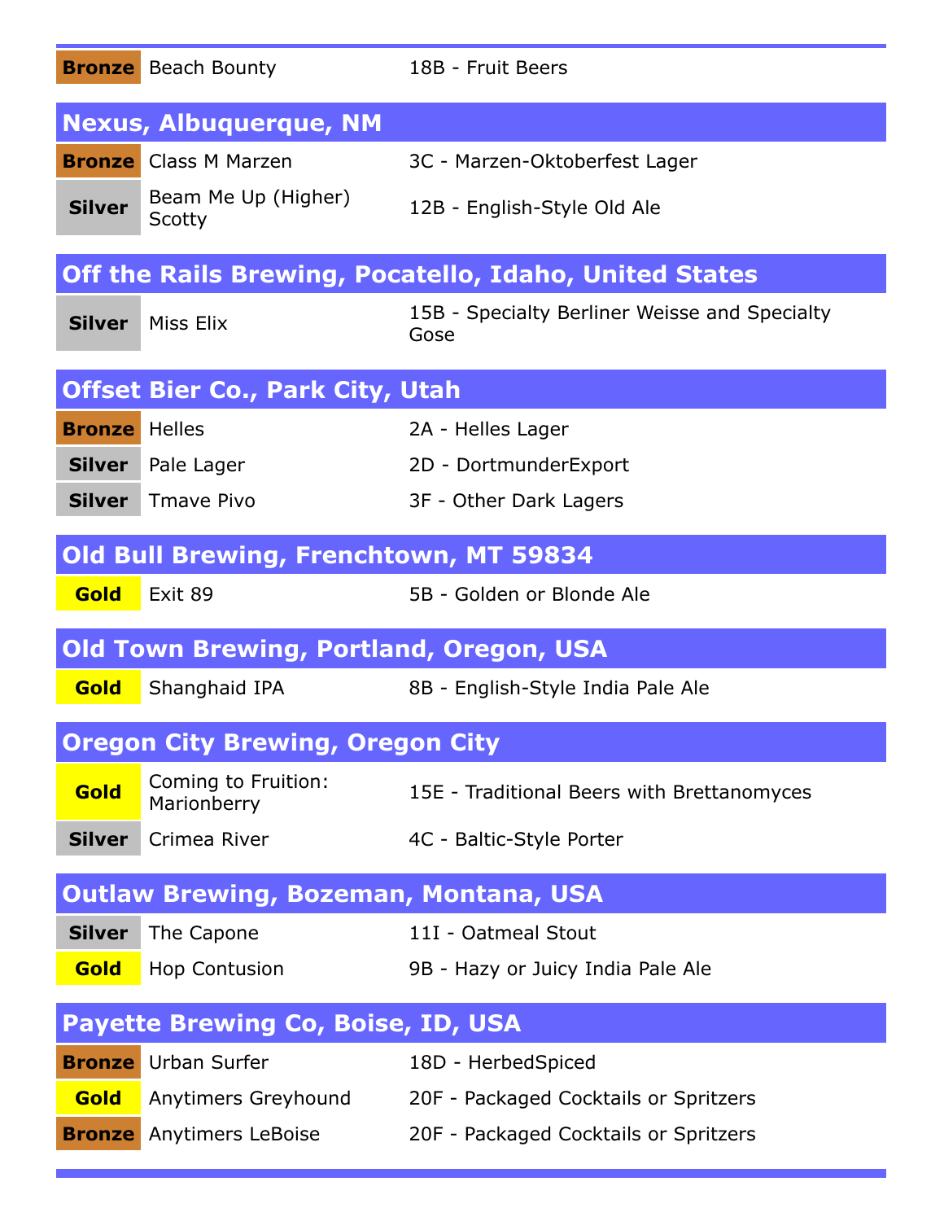| Medal | Beer | Category |
|---|---|---|
| Bronze | Beach Bounty | 18B - Fruit Beers |

## Nexus, Albuquerque, NM

| Medal | Beer | Category |
|---|---|---|
| Bronze | Class M Marzen | 3C - Marzen-Oktoberfest Lager |
| Silver | Beam Me Up (Higher) Scotty | 12B - English-Style Old Ale |

## Off the Rails Brewing, Pocatello, Idaho, United States

| Medal | Beer | Category |
|---|---|---|
| Silver | Miss Elix | 15B - Specialty Berliner Weisse and Specialty Gose |

## Offset Bier Co., Park City, Utah

| Medal | Beer | Category |
|---|---|---|
| Bronze | Helles | 2A - Helles Lager |
| Silver | Pale Lager | 2D - DortmunderExport |
| Silver | Tmave Pivo | 3F - Other Dark Lagers |

## Old Bull Brewing, Frenchtown, MT 59834

| Medal | Beer | Category |
|---|---|---|
| Gold | Exit 89 | 5B - Golden or Blonde Ale |

## Old Town Brewing, Portland, Oregon, USA

| Medal | Beer | Category |
|---|---|---|
| Gold | Shanghaid IPA | 8B - English-Style India Pale Ale |

## Oregon City Brewing, Oregon City

| Medal | Beer | Category |
|---|---|---|
| Gold | Coming to Fruition: Marionberry | 15E - Traditional Beers with Brettanomyces |
| Silver | Crimea River | 4C - Baltic-Style Porter |

## Outlaw Brewing, Bozeman, Montana, USA

| Medal | Beer | Category |
|---|---|---|
| Silver | The Capone | 11I - Oatmeal Stout |
| Gold | Hop Contusion | 9B - Hazy or Juicy India Pale Ale |

## Payette Brewing Co, Boise, ID, USA

| Medal | Beer | Category |
|---|---|---|
| Bronze | Urban Surfer | 18D - HerbedSpiced |
| Gold | Anytimers Greyhound | 20F - Packaged Cocktails or Spritzers |
| Bronze | Anytimers LeBoise | 20F - Packaged Cocktails or Spritzers |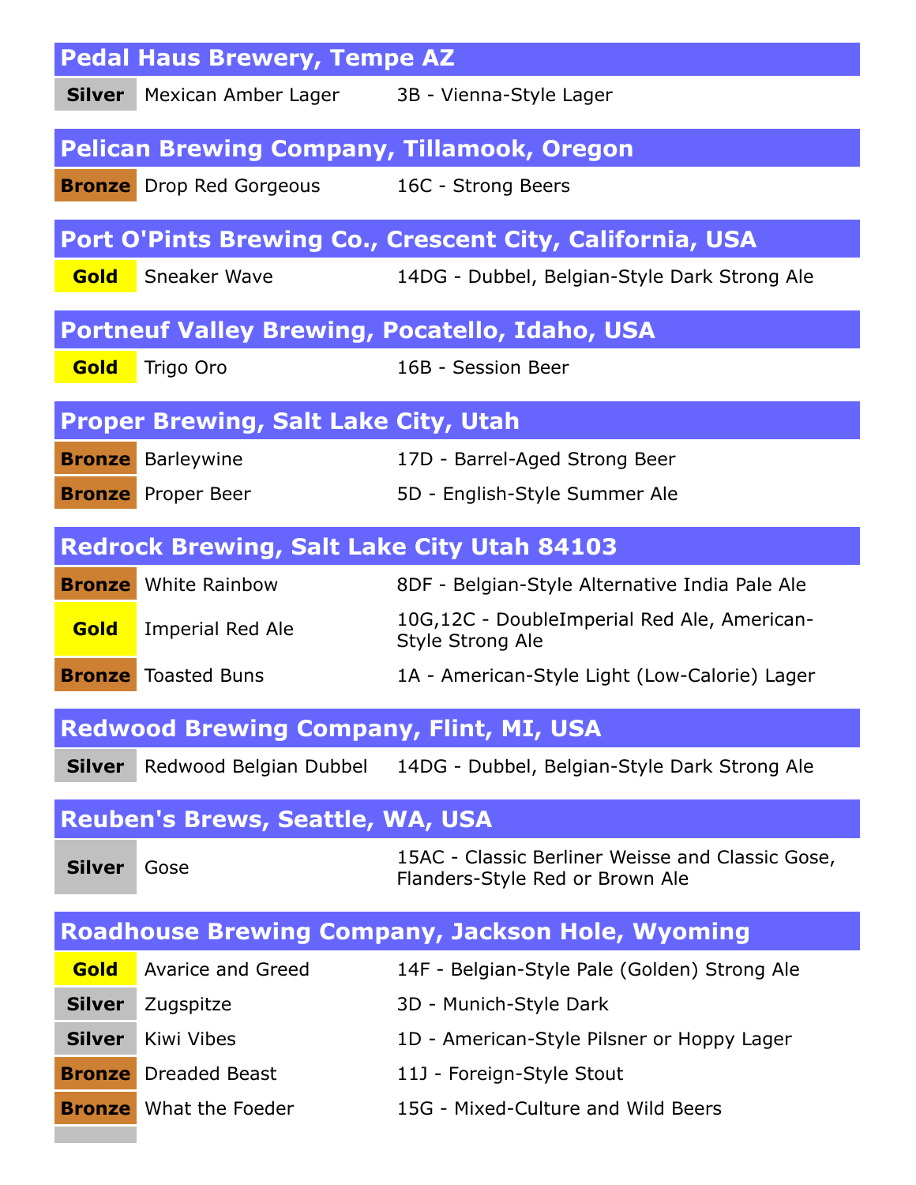## Pedal Haus Brewery, Tempe AZ

| | | |
|---|---|---|
| **Silver** | Mexican Amber Lager | 3B - Vienna-Style Lager |

## Pelican Brewing Company, Tillamook, Oregon

| | | |
|---|---|---|
| **Bronze** | Drop Red Gorgeous | 16C - Strong Beers |

## Port O'Pints Brewing Co., Crescent City, California, USA

| | | |
|---|---|---|
| **Gold** | Sneaker Wave | 14DG - Dubbel, Belgian-Style Dark Strong Ale |

## Portneuf Valley Brewing, Pocatello, Idaho, USA

| | | |
|---|---|---|
| **Gold** | Trigo Oro | 16B - Session Beer |

## Proper Brewing, Salt Lake City, Utah

| | | |
|---|---|---|
| **Bronze** | Barleywine | 17D - Barrel-Aged Strong Beer |
| **Bronze** | Proper Beer | 5D - English-Style Summer Ale |

## Redrock Brewing, Salt Lake City Utah 84103

| | | |
|---|---|---|
| **Bronze** | White Rainbow | 8DF - Belgian-Style Alternative India Pale Ale |
| **Gold** | Imperial Red Ale | 10G,12C - DoubleImperial Red Ale, American-Style Strong Ale |
| **Bronze** | Toasted Buns | 1A - American-Style Light (Low-Calorie) Lager |

## Redwood Brewing Company, Flint, MI, USA

| | | |
|---|---|---|
| **Silver** | Redwood Belgian Dubbel | 14DG - Dubbel, Belgian-Style Dark Strong Ale |

## Reuben's Brews, Seattle, WA, USA

| | | |
|---|---|---|
| **Silver** | Gose | 15AC - Classic Berliner Weisse and Classic Gose, Flanders-Style Red or Brown Ale |

## Roadhouse Brewing Company, Jackson Hole, Wyoming

| | | |
|---|---|---|
| **Gold** | Avarice and Greed | 14F - Belgian-Style Pale (Golden) Strong Ale |
| **Silver** | Zugspitze | 3D - Munich-Style Dark |
| **Silver** | Kiwi Vibes | 1D - American-Style Pilsner or Hoppy Lager |
| **Bronze** | Dreaded Beast | 11J - Foreign-Style Stout |
| **Bronze** | What the Foeder | 15G - Mixed-Culture and Wild Beers |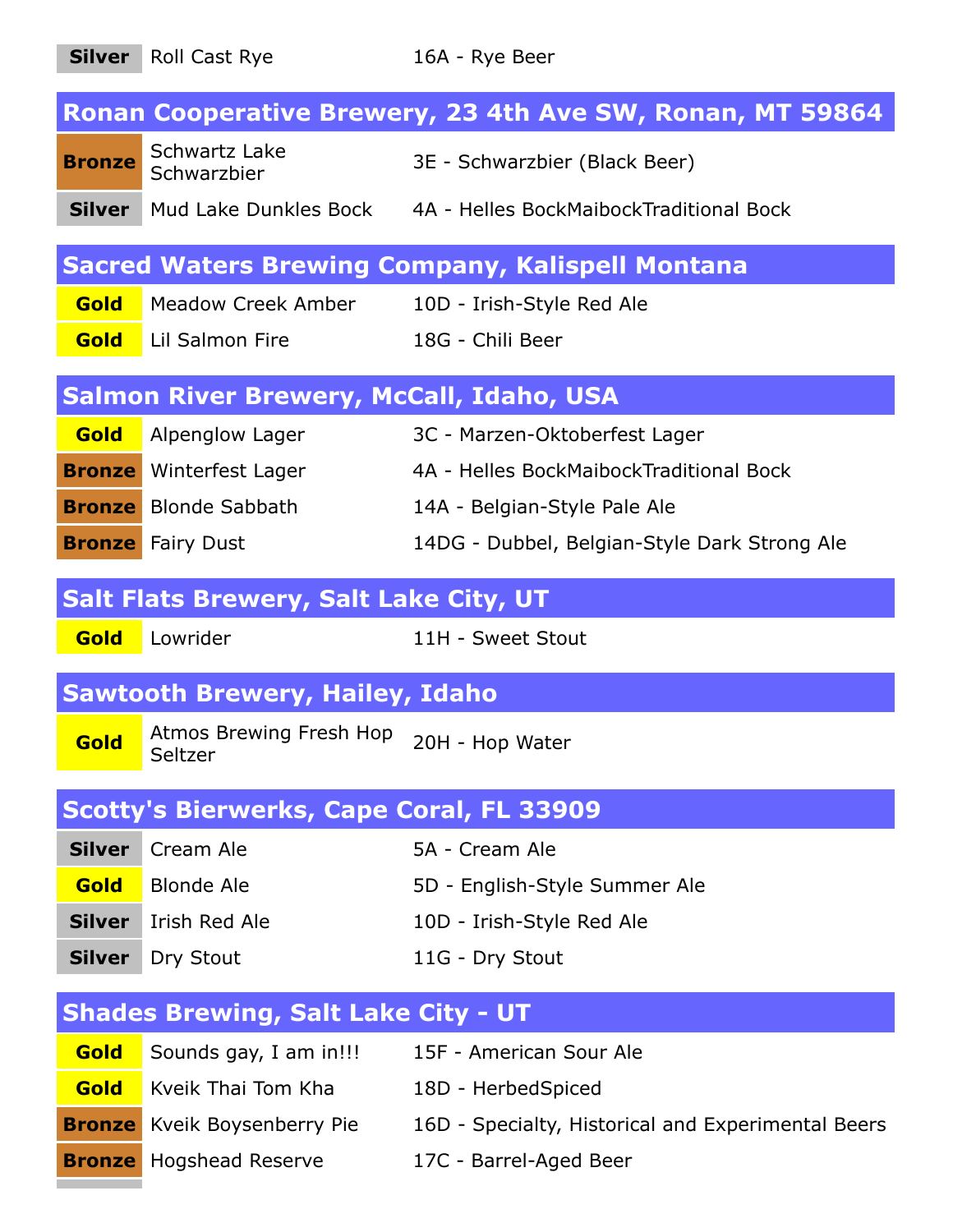| | | |
|---|---|---|
| **Silver** | Roll Cast Rye | 16A - Rye Beer |

## Ronan Cooperative Brewery, 23 4th Ave SW, Ronan, MT 59864

| | | |
|---|---|---|
| **Bronze** | Schwartz Lake Schwarzbier | 3E - Schwarzbier (Black Beer) |
| **Silver** | Mud Lake Dunkles Bock | 4A - Helles BockMaibockTraditional Bock |

## Sacred Waters Brewing Company, Kalispell Montana

| | | |
|---|---|---|
| **Gold** | Meadow Creek Amber | 10D - Irish-Style Red Ale |
| **Gold** | Lil Salmon Fire | 18G - Chili Beer |

## Salmon River Brewery, McCall, Idaho, USA

| | | |
|---|---|---|
| **Gold** | Alpenglow Lager | 3C - Marzen-Oktoberfest Lager |
| **Bronze** | Winterfest Lager | 4A - Helles BockMaibockTraditional Bock |
| **Bronze** | Blonde Sabbath | 14A - Belgian-Style Pale Ale |
| **Bronze** | Fairy Dust | 14DG - Dubbel, Belgian-Style Dark Strong Ale |

## Salt Flats Brewery, Salt Lake City, UT

| | | |
|---|---|---|
| **Gold** | Lowrider | 11H - Sweet Stout |

## Sawtooth Brewery, Hailey, Idaho

| | | |
|---|---|---|
| **Gold** | Atmos Brewing Fresh Hop Seltzer | 20H - Hop Water |

## Scotty's Bierwerks, Cape Coral, FL 33909

| | | |
|---|---|---|
| **Silver** | Cream Ale | 5A - Cream Ale |
| **Gold** | Blonde Ale | 5D - English-Style Summer Ale |
| **Silver** | Irish Red Ale | 10D - Irish-Style Red Ale |
| **Silver** | Dry Stout | 11G - Dry Stout |

## Shades Brewing, Salt Lake City - UT

| | | |
|---|---|---|
| **Gold** | Sounds gay, I am in!!! | 15F - American Sour Ale |
| **Gold** | Kveik Thai Tom Kha | 18D - HerbedSpiced |
| **Bronze** | Kveik Boysenberry Pie | 16D - Specialty, Historical and Experimental Beers |
| **Bronze** | Hogshead Reserve | 17C - Barrel-Aged Beer |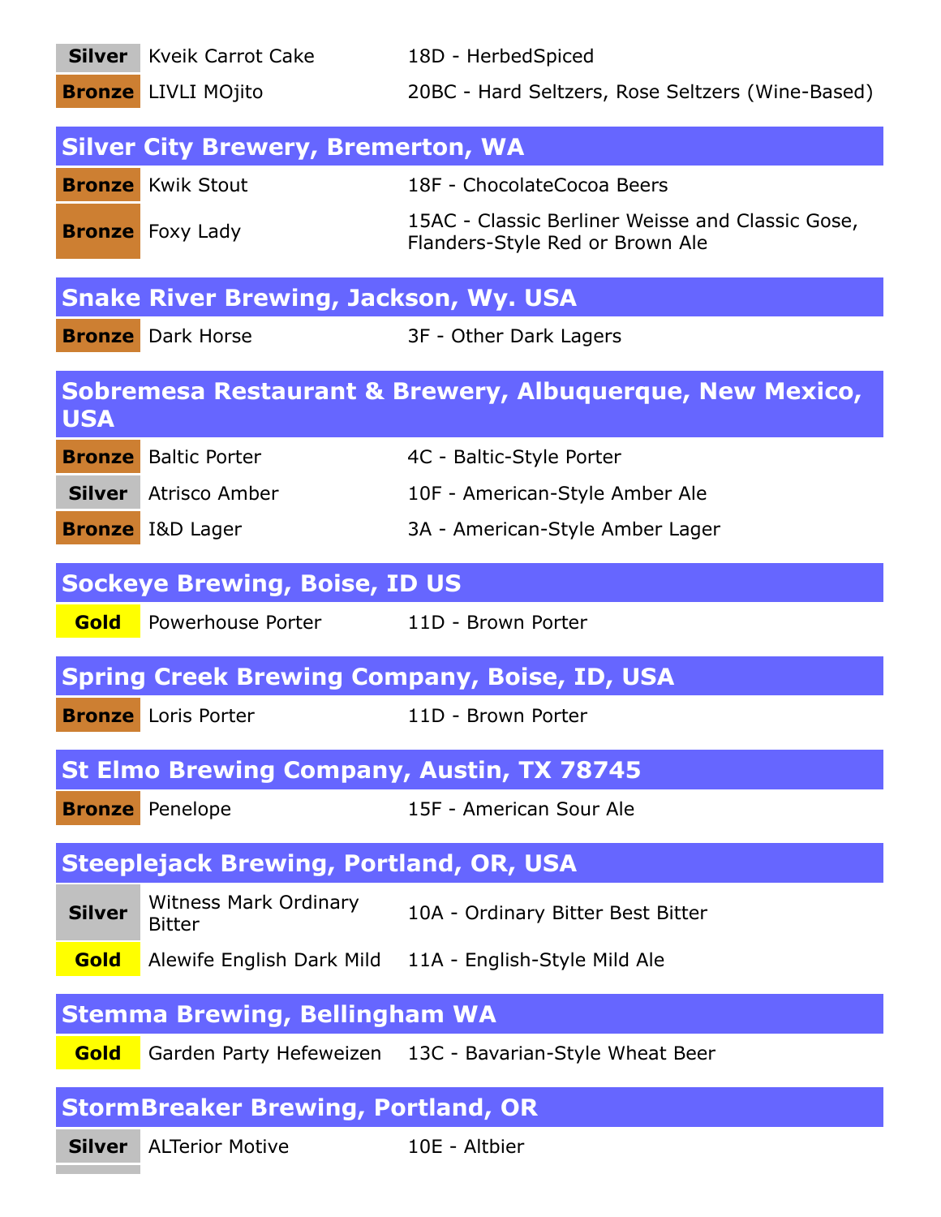| | | |
|---|---|---|
| **Silver** | Kveik Carrot Cake | 18D - HerbedSpiced |
| **Bronze** | LIVLI MOjito | 20BC - Hard Seltzers, Rose Seltzers (Wine-Based) |

## Silver City Brewery, Bremerton, WA

| | | |
|---|---|---|
| **Bronze** | Kwik Stout | 18F - ChocolateCocoa Beers |
| **Bronze** | Foxy Lady | 15AC - Classic Berliner Weisse and Classic Gose, Flanders-Style Red or Brown Ale |

## Snake River Brewing, Jackson, Wy. USA

| | | |
|---|---|---|
| **Bronze** | Dark Horse | 3F - Other Dark Lagers |

## Sobremesa Restaurant & Brewery, Albuquerque, New Mexico, USA

| | | |
|---|---|---|
| **Bronze** | Baltic Porter | 4C - Baltic-Style Porter |
| **Silver** | Atrisco Amber | 10F - American-Style Amber Ale |
| **Bronze** | I&D Lager | 3A - American-Style Amber Lager |

## Sockeye Brewing, Boise, ID US

| | | |
|---|---|---|
| **Gold** | Powerhouse Porter | 11D - Brown Porter |

## Spring Creek Brewing Company, Boise, ID, USA

| | | |
|---|---|---|
| **Bronze** | Loris Porter | 11D - Brown Porter |

## St Elmo Brewing Company, Austin, TX 78745

| | | |
|---|---|---|
| **Bronze** | Penelope | 15F - American Sour Ale |

## Steeplejack Brewing, Portland, OR, USA

| | | |
|---|---|---|
| **Silver** | Witness Mark Ordinary Bitter | 10A - Ordinary Bitter Best Bitter |
| **Gold** | Alewife English Dark Mild | 11A - English-Style Mild Ale |

## Stemma Brewing, Bellingham WA

| | | |
|---|---|---|
| **Gold** | Garden Party Hefeweizen | 13C - Bavarian-Style Wheat Beer |

## StormBreaker Brewing, Portland, OR

| | | |
|---|---|---|
| **Silver** | ALTerior Motive | 10E - Altbier |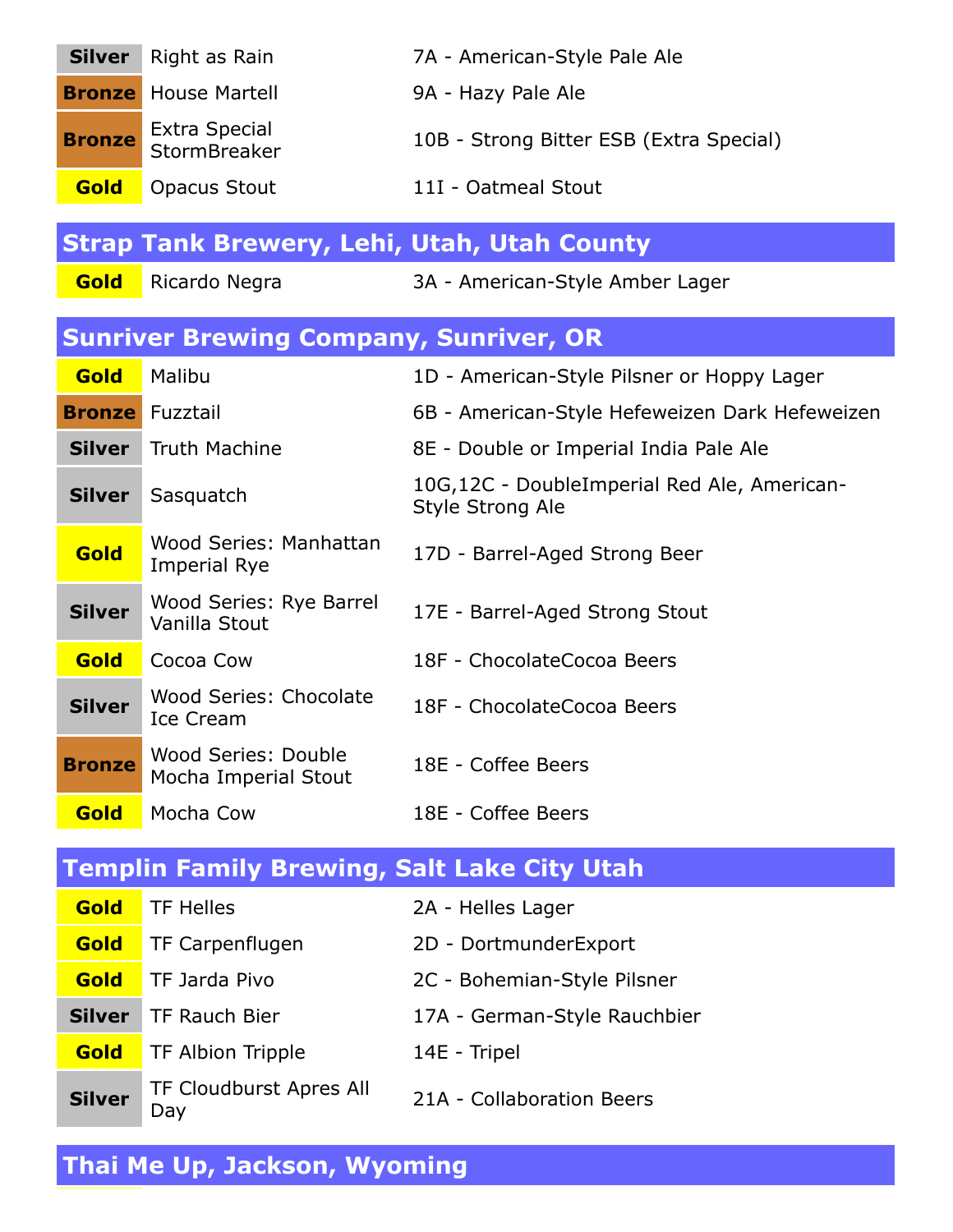| | | |
|---|---|---|
| **Silver** | Right as Rain | 7A - American-Style Pale Ale |
| **Bronze** | House Martell | 9A - Hazy Pale Ale |
| **Bronze** | Extra Special StormBreaker | 10B - Strong Bitter ESB (Extra Special) |
| **Gold** | Opacus Stout | 11I - Oatmeal Stout |

## Strap Tank Brewery, Lehi, Utah, Utah County

| | | |
|---|---|---|
| **Gold** | Ricardo Negra | 3A - American-Style Amber Lager |

## Sunriver Brewing Company, Sunriver, OR

| | | |
|---|---|---|
| **Gold** | Malibu | 1D - American-Style Pilsner or Hoppy Lager |
| **Bronze** | Fuzztail | 6B - American-Style Hefeweizen Dark Hefeweizen |
| **Silver** | Truth Machine | 8E - Double or Imperial India Pale Ale |
| **Silver** | Sasquatch | 10G,12C - DoubleImperial Red Ale, American-Style Strong Ale |
| **Gold** | Wood Series: Manhattan Imperial Rye | 17D - Barrel-Aged Strong Beer |
| **Silver** | Wood Series: Rye Barrel Vanilla Stout | 17E - Barrel-Aged Strong Stout |
| **Gold** | Cocoa Cow | 18F - ChocolateCocoa Beers |
| **Silver** | Wood Series: Chocolate Ice Cream | 18F - ChocolateCocoa Beers |
| **Bronze** | Wood Series: Double Mocha Imperial Stout | 18E - Coffee Beers |
| **Gold** | Mocha Cow | 18E - Coffee Beers |

## Templin Family Brewing, Salt Lake City Utah

| | | |
|---|---|---|
| **Gold** | TF Helles | 2A - Helles Lager |
| **Gold** | TF Carpenflugen | 2D - DortmunderExport |
| **Gold** | TF Jarda Pivo | 2C - Bohemian-Style Pilsner |
| **Silver** | TF Rauch Bier | 17A - German-Style Rauchbier |
| **Gold** | TF Albion Tripple | 14E - Tripel |
| **Silver** | TF Cloudburst Apres All Day | 21A - Collaboration Beers |

## Thai Me Up, Jackson, Wyoming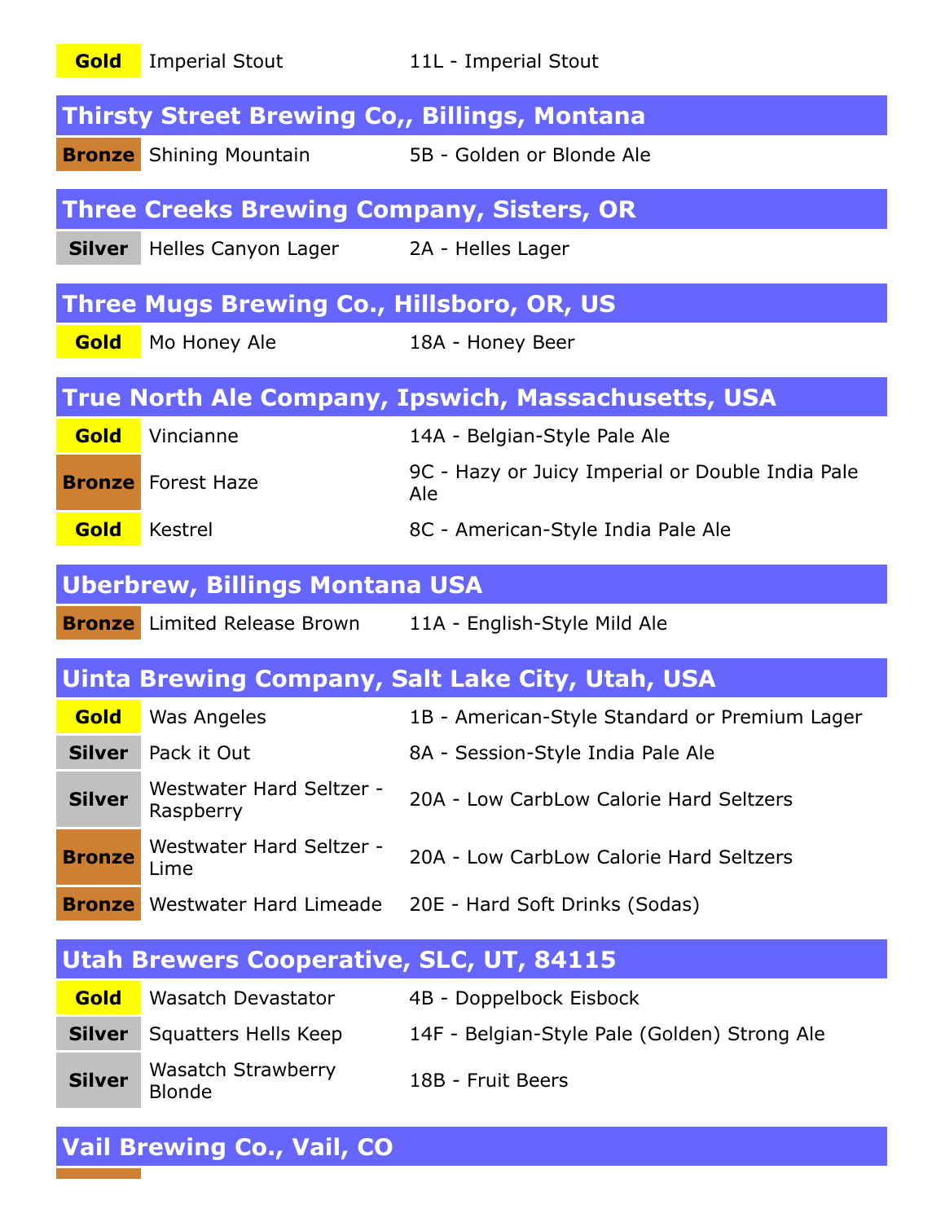| Gold | Imperial Stout | 11L - Imperial Stout |
|---|---|---|

## Thirsty Street Brewing Co,, Billings, Montana

| Bronze | Shining Mountain | 5B - Golden or Blonde Ale |
|---|---|---|

## Three Creeks Brewing Company, Sisters, OR

| Silver | Helles Canyon Lager | 2A - Helles Lager |
|---|---|---|

## Three Mugs Brewing Co., Hillsboro, OR, US

| Gold | Mo Honey Ale | 18A - Honey Beer |
|---|---|---|

## True North Ale Company, Ipswich, Massachusetts, USA

| Gold | Vincianne | 14A - Belgian-Style Pale Ale |
|---|---|---|
| Bronze | Forest Haze | 9C - Hazy or Juicy Imperial or Double India Pale Ale |
| Gold | Kestrel | 8C - American-Style India Pale Ale |

## Uberbrew, Billings Montana USA

| Bronze | Limited Release Brown | 11A - English-Style Mild Ale |
|---|---|---|

## Uinta Brewing Company, Salt Lake City, Utah, USA

| Gold | Was Angeles | 1B - American-Style Standard or Premium Lager |
|---|---|---|
| Silver | Pack it Out | 8A - Session-Style India Pale Ale |
| Silver | Westwater Hard Seltzer - Raspberry | 20A - Low CarbLow Calorie Hard Seltzers |
| Bronze | Westwater Hard Seltzer - Lime | 20A - Low CarbLow Calorie Hard Seltzers |
| Bronze | Westwater Hard Limeade | 20E - Hard Soft Drinks (Sodas) |

## Utah Brewers Cooperative, SLC, UT, 84115

| Gold | Wasatch Devastator | 4B - Doppelbock Eisbock |
|---|---|---|
| Silver | Squatters Hells Keep | 14F - Belgian-Style Pale (Golden) Strong Ale |
| Silver | Wasatch Strawberry Blonde | 18B - Fruit Beers |

## Vail Brewing Co., Vail, CO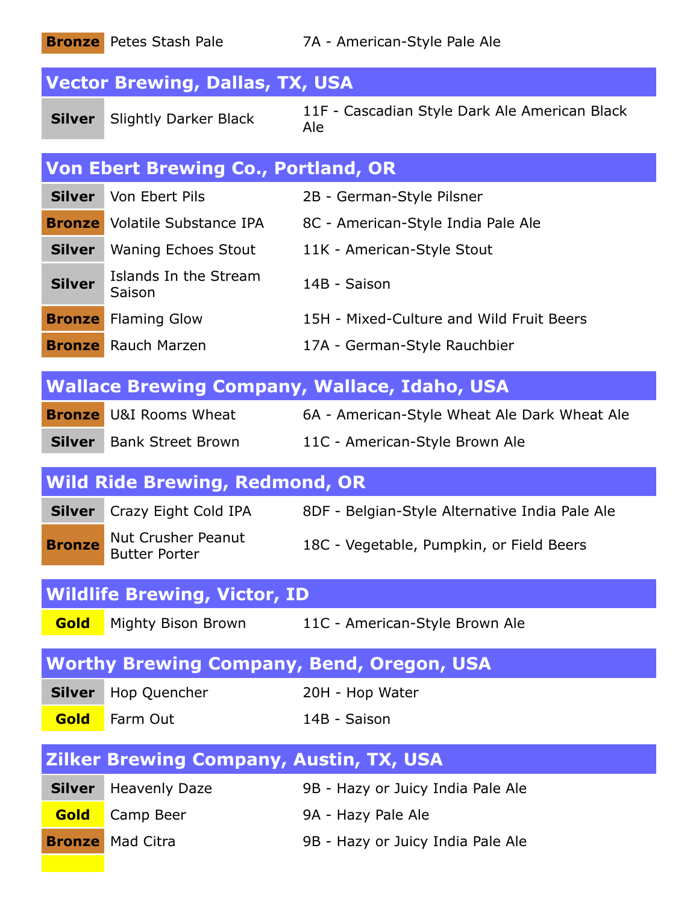| | | |
|---|---|---|
| **Bronze** | Petes Stash Pale | 7A - American-Style Pale Ale |

## Vector Brewing, Dallas, TX, USA

| | | |
|---|---|---|
| **Silver** | Slightly Darker Black | 11F - Cascadian Style Dark Ale American Black Ale |

## Von Ebert Brewing Co., Portland, OR

| | | |
|---|---|---|
| **Silver** | Von Ebert Pils | 2B - German-Style Pilsner |
| **Bronze** | Volatile Substance IPA | 8C - American-Style India Pale Ale |
| **Silver** | Waning Echoes Stout | 11K - American-Style Stout |
| **Silver** | Islands In the Stream Saison | 14B - Saison |
| **Bronze** | Flaming Glow | 15H - Mixed-Culture and Wild Fruit Beers |
| **Bronze** | Rauch Marzen | 17A - German-Style Rauchbier |

## Wallace Brewing Company, Wallace, Idaho, USA

| | | |
|---|---|---|
| **Bronze** | U&I Rooms Wheat | 6A - American-Style Wheat Ale Dark Wheat Ale |
| **Silver** | Bank Street Brown | 11C - American-Style Brown Ale |

## Wild Ride Brewing, Redmond, OR

| | | |
|---|---|---|
| **Silver** | Crazy Eight Cold IPA | 8DF - Belgian-Style Alternative India Pale Ale |
| **Bronze** | Nut Crusher Peanut Butter Porter | 18C - Vegetable, Pumpkin, or Field Beers |

## Wildlife Brewing, Victor, ID

| | | |
|---|---|---|
| **Gold** | Mighty Bison Brown | 11C - American-Style Brown Ale |

## Worthy Brewing Company, Bend, Oregon, USA

| | | |
|---|---|---|
| **Silver** | Hop Quencher | 20H - Hop Water |
| **Gold** | Farm Out | 14B - Saison |

## Zilker Brewing Company, Austin, TX, USA

| | | |
|---|---|---|
| **Silver** | Heavenly Daze | 9B - Hazy or Juicy India Pale Ale |
| **Gold** | Camp Beer | 9A - Hazy Pale Ale |
| **Bronze** | Mad Citra | 9B - Hazy or Juicy India Pale Ale |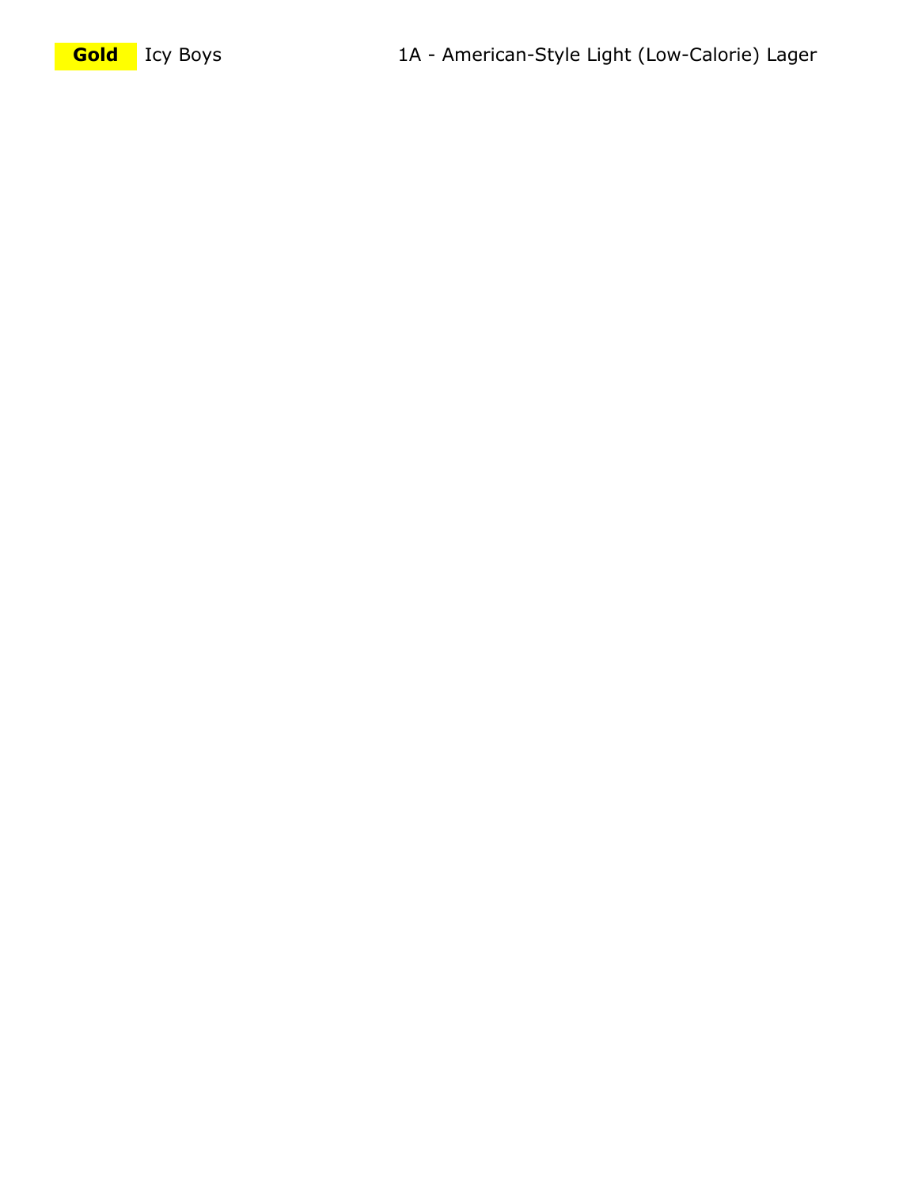| | | |
|---|---|---|
| **Gold** | Icy Boys | 1A - American-Style Light (Low-Calorie) Lager |